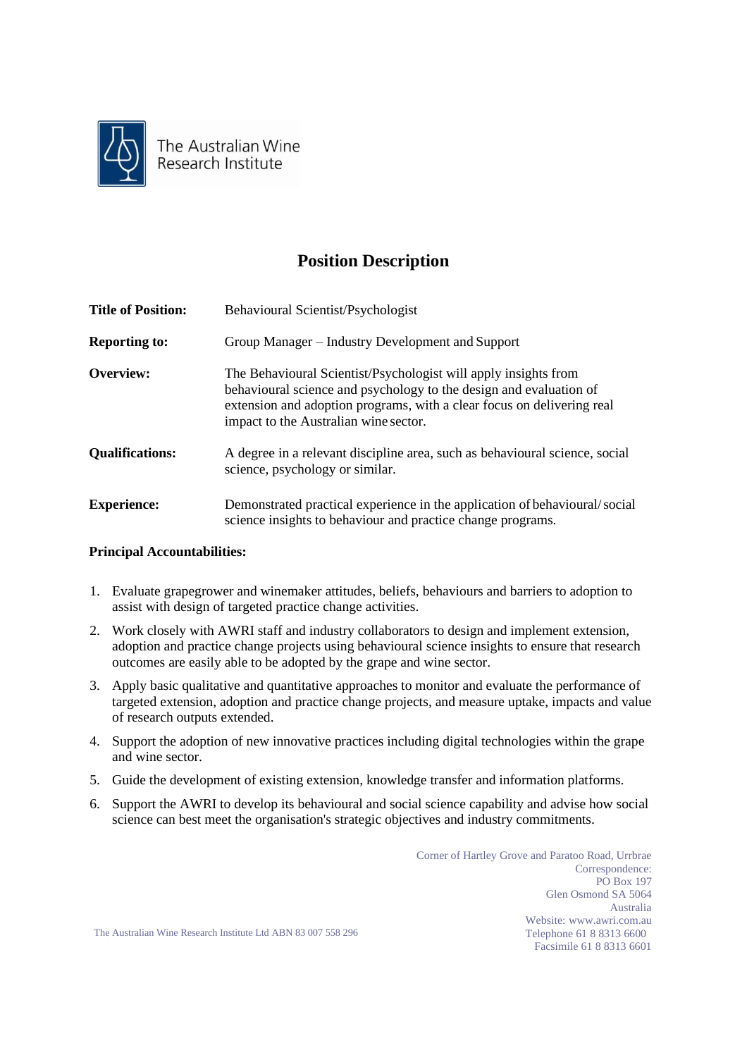The Australian Wine Research Institute

# Position Description

| | |
|---|---|
| **Title of Position:** | Behavioural Scientist/Psychologist |
| **Reporting to:** | Group Manager – Industry Development and Support |
| **Overview:** | The Behavioural Scientist/Psychologist will apply insights from behavioural science and psychology to the design and evaluation of extension and adoption programs, with a clear focus on delivering real impact to the Australian wine sector. |
| **Qualifications:** | A degree in a relevant discipline area, such as behavioural science, social science, psychology or similar. |
| **Experience:** | Demonstrated practical experience in the application of behavioural/ social science insights to behaviour and practice change programs. |

**Principal Accountabilities:**

1. Evaluate grapegrower and winemaker attitudes, beliefs, behaviours and barriers to adoption to assist with design of targeted practice change activities.
2. Work closely with AWRI staff and industry collaborators to design and implement extension, adoption and practice change projects using behavioural science insights to ensure that research outcomes are easily able to be adopted by the grape and wine sector.
3. Apply basic qualitative and quantitative approaches to monitor and evaluate the performance of targeted extension, adoption and practice change projects, and measure uptake, impacts and value of research outputs extended.
4. Support the adoption of new innovative practices including digital technologies within the grape and wine sector.
5. Guide the development of existing extension, knowledge transfer and information platforms.
6. Support the AWRI to develop its behavioural and social science capability and advise how social science can best meet the organisation's strategic objectives and industry commitments.

The Australian Wine Research Institute Ltd ABN 83 007 558 296

Corner of Hartley Grove and Paratoo Road, Urrbrae
Correspondence:
PO Box 197
Glen Osmond SA 5064
Australia
Website: www.awri.com.au
Telephone 61 8 8313 6600
Facsimile 61 8 8313 6601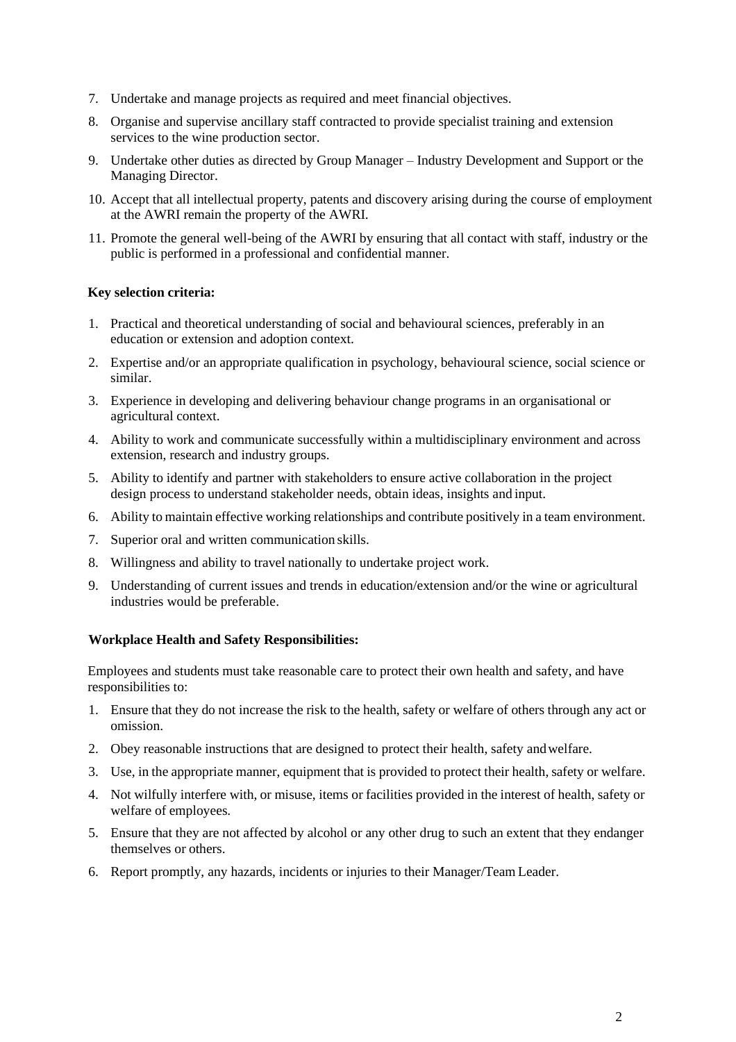7. Undertake and manage projects as required and meet financial objectives.
8. Organise and supervise ancillary staff contracted to provide specialist training and extension services to the wine production sector.
9. Undertake other duties as directed by Group Manager – Industry Development and Support or the Managing Director.
10. Accept that all intellectual property, patents and discovery arising during the course of employment at the AWRI remain the property of the AWRI.
11. Promote the general well-being of the AWRI by ensuring that all contact with staff, industry or the public is performed in a professional and confidential manner.

**Key selection criteria:**

1. Practical and theoretical understanding of social and behavioural sciences, preferably in an education or extension and adoption context.
2. Expertise and/or an appropriate qualification in psychology, behavioural science, social science or similar.
3. Experience in developing and delivering behaviour change programs in an organisational or agricultural context.
4. Ability to work and communicate successfully within a multidisciplinary environment and across extension, research and industry groups.
5. Ability to identify and partner with stakeholders to ensure active collaboration in the project design process to understand stakeholder needs, obtain ideas, insights and input.
6. Ability to maintain effective working relationships and contribute positively in a team environment.
7. Superior oral and written communication skills.
8. Willingness and ability to travel nationally to undertake project work.
9. Understanding of current issues and trends in education/extension and/or the wine or agricultural industries would be preferable.

**Workplace Health and Safety Responsibilities:**

Employees and students must take reasonable care to protect their own health and safety, and have responsibilities to:

1. Ensure that they do not increase the risk to the health, safety or welfare of others through any act or omission.
2. Obey reasonable instructions that are designed to protect their health, safety and welfare.
3. Use, in the appropriate manner, equipment that is provided to protect their health, safety or welfare.
4. Not wilfully interfere with, or misuse, items or facilities provided in the interest of health, safety or welfare of employees.
5. Ensure that they are not affected by alcohol or any other drug to such an extent that they endanger themselves or others.
6. Report promptly, any hazards, incidents or injuries to their Manager/Team Leader.